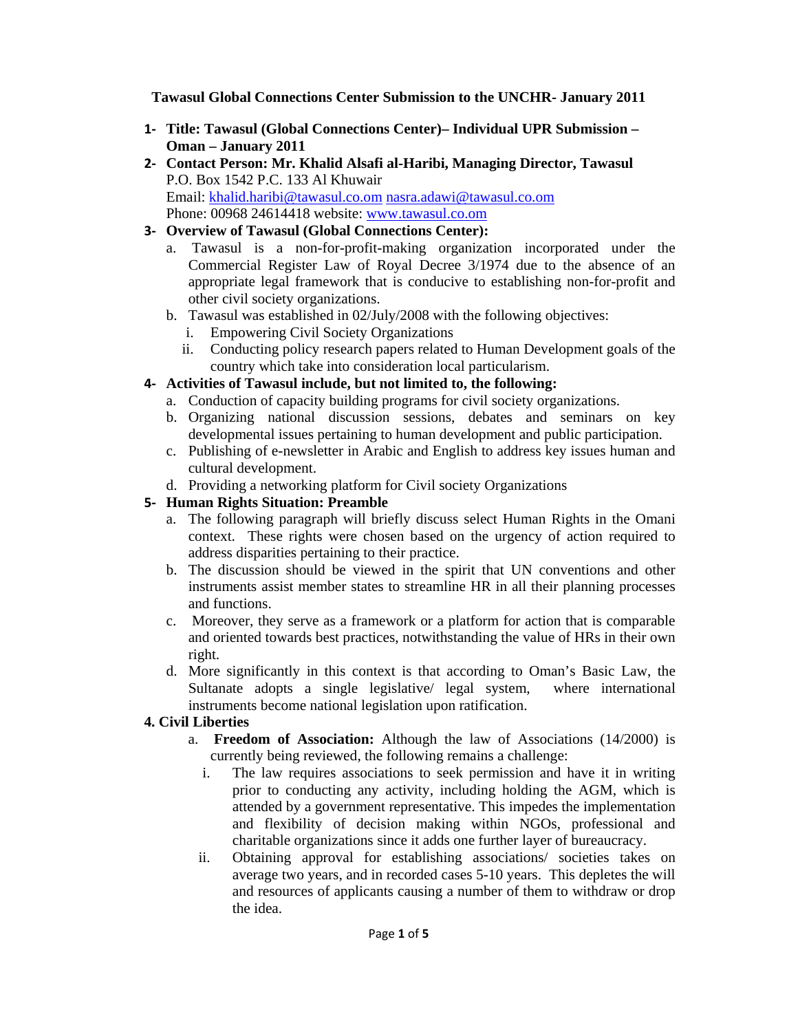**Tawasul Global Connections Center Submission to the UNCHR- January 2011**

1- **Title: Tawasul (Global Connections Center)– Individual UPR Submission – Oman – January 2011**

2- **Contact Person: Mr. Khalid Alsafi al-Haribi, Managing Director, Tawasul**
   P.O. Box 1542 P.C. 133 Al Khuwair
   Email: khalid.haribi@tawasul.co.om nasra.adawi@tawasul.co.om
   Phone: 00968 24614418 website: www.tawasul.co.om

3- **Overview of Tawasul (Global Connections Center):**
   a. Tawasul is a non-for-profit-making organization incorporated under the Commercial Register Law of Royal Decree 3/1974 due to the absence of an appropriate legal framework that is conducive to establishing non-for-profit and other civil society organizations.
   b. Tawasul was established in 02/July/2008 with the following objectives:
      i. Empowering Civil Society Organizations
      ii. Conducting policy research papers related to Human Development goals of the country which take into consideration local particularism.

4- **Activities of Tawasul include, but not limited to, the following:**
   a. Conduction of capacity building programs for civil society organizations.
   b. Organizing national discussion sessions, debates and seminars on key developmental issues pertaining to human development and public participation.
   c. Publishing of e-newsletter in Arabic and English to address key issues human and cultural development.
   d. Providing a networking platform for Civil society Organizations

5- **Human Rights Situation: Preamble**
   a. The following paragraph will briefly discuss select Human Rights in the Omani context. These rights were chosen based on the urgency of action required to address disparities pertaining to their practice.
   b. The discussion should be viewed in the spirit that UN conventions and other instruments assist member states to streamline HR in all their planning processes and functions.
   c. Moreover, they serve as a framework or a platform for action that is comparable and oriented towards best practices, notwithstanding the value of HRs in their own right.
   d. More significantly in this context is that according to Oman's Basic Law, the Sultanate adopts a single legislative/ legal system, where international instruments become national legislation upon ratification.

**4. Civil Liberties**

   a. **Freedom of Association:** Although the law of Associations (14/2000) is currently being reviewed, the following remains a challenge:
      i. The law requires associations to seek permission and have it in writing prior to conducting any activity, including holding the AGM, which is attended by a government representative. This impedes the implementation and flexibility of decision making within NGOs, professional and charitable organizations since it adds one further layer of bureaucracy.
      ii. Obtaining approval for establishing associations/ societies takes on average two years, and in recorded cases 5-10 years. This depletes the will and resources of applicants causing a number of them to withdraw or drop the idea.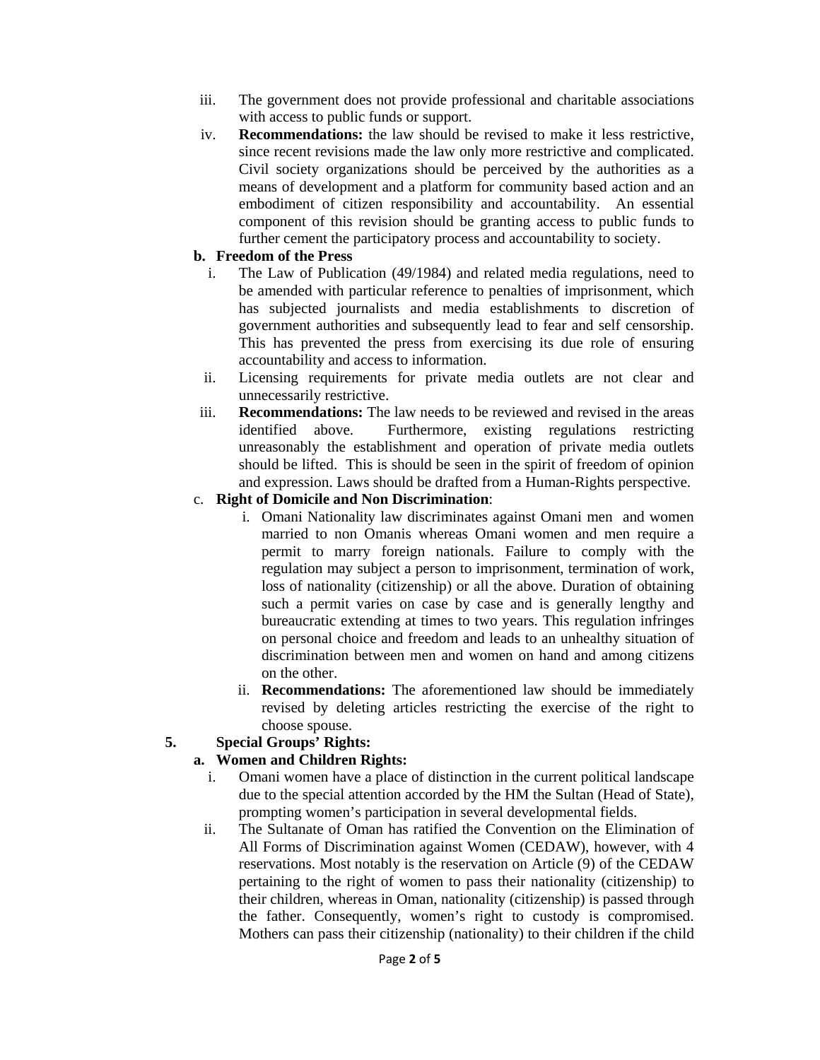iii. The government does not provide professional and charitable associations with access to public funds or support.

iv. **Recommendations:** the law should be revised to make it less restrictive, since recent revisions made the law only more restrictive and complicated. Civil society organizations should be perceived by the authorities as a means of development and a platform for community based action and an embodiment of citizen responsibility and accountability. An essential component of this revision should be granting access to public funds to further cement the participatory process and accountability to society.

**b. Freedom of the Press**

i. The Law of Publication (49/1984) and related media regulations, need to be amended with particular reference to penalties of imprisonment, which has subjected journalists and media establishments to discretion of government authorities and subsequently lead to fear and self censorship. This has prevented the press from exercising its due role of ensuring accountability and access to information.

ii. Licensing requirements for private media outlets are not clear and unnecessarily restrictive.

iii. **Recommendations:** The law needs to be reviewed and revised in the areas identified above. Furthermore, existing regulations restricting unreasonably the establishment and operation of private media outlets should be lifted. This is should be seen in the spirit of freedom of opinion and expression. Laws should be drafted from a Human-Rights perspective.

c. **Right of Domicile and Non Discrimination**:

i. Omani Nationality law discriminates against Omani men and women married to non Omanis whereas Omani women and men require a permit to marry foreign nationals. Failure to comply with the regulation may subject a person to imprisonment, termination of work, loss of nationality (citizenship) or all the above. Duration of obtaining such a permit varies on case by case and is generally lengthy and bureaucratic extending at times to two years. This regulation infringes on personal choice and freedom and leads to an unhealthy situation of discrimination between men and women on hand and among citizens on the other.

ii. **Recommendations:** The aforementioned law should be immediately revised by deleting articles restricting the exercise of the right to choose spouse.

**5. Special Groups' Rights:**

**a. Women and Children Rights:**

i. Omani women have a place of distinction in the current political landscape due to the special attention accorded by the HM the Sultan (Head of State), prompting women's participation in several developmental fields.

ii. The Sultanate of Oman has ratified the Convention on the Elimination of All Forms of Discrimination against Women (CEDAW), however, with 4 reservations. Most notably is the reservation on Article (9) of the CEDAW pertaining to the right of women to pass their nationality (citizenship) to their children, whereas in Oman, nationality (citizenship) is passed through the father. Consequently, women's right to custody is compromised. Mothers can pass their citizenship (nationality) to their children if the child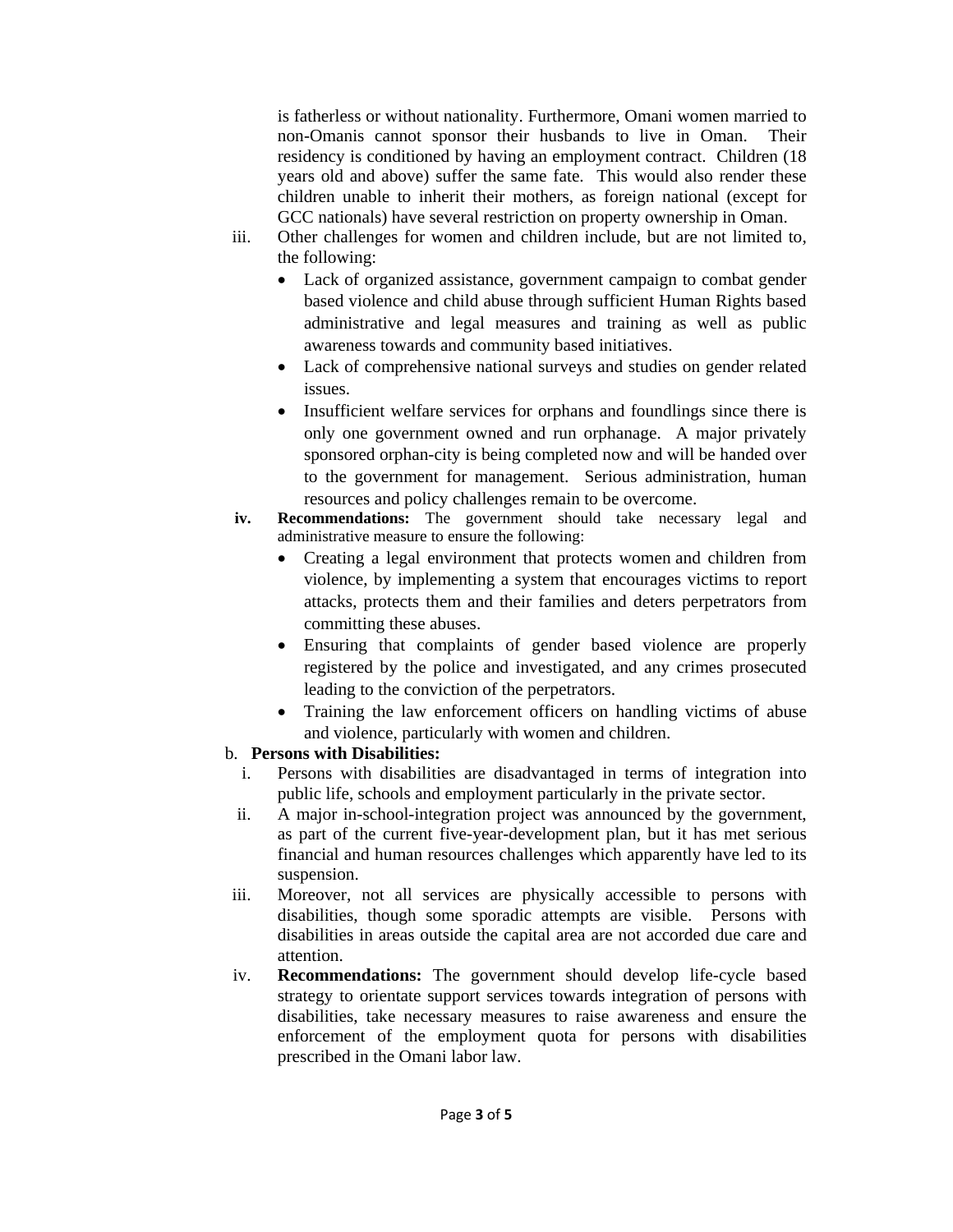is fatherless or without nationality. Furthermore, Omani women married to non-Omanis cannot sponsor their husbands to live in Oman. Their residency is conditioned by having an employment contract. Children (18 years old and above) suffer the same fate. This would also render these children unable to inherit their mothers, as foreign national (except for GCC nationals) have several restriction on property ownership in Oman.

iii. Other challenges for women and children include, but are not limited to, the following:
   - Lack of organized assistance, government campaign to combat gender based violence and child abuse through sufficient Human Rights based administrative and legal measures and training as well as public awareness towards and community based initiatives.
   - Lack of comprehensive national surveys and studies on gender related issues.
   - Insufficient welfare services for orphans and foundlings since there is only one government owned and run orphanage. A major privately sponsored orphan-city is being completed now and will be handed over to the government for management. Serious administration, human resources and policy challenges remain to be overcome.

**iv. Recommendations:** The government should take necessary legal and administrative measure to ensure the following:
   - Creating a legal environment that protects women and children from violence, by implementing a system that encourages victims to report attacks, protects them and their families and deters perpetrators from committing these abuses.
   - Ensuring that complaints of gender based violence are properly registered by the police and investigated, and any crimes prosecuted leading to the conviction of the perpetrators.
   - Training the law enforcement officers on handling victims of abuse and violence, particularly with women and children.

b. **Persons with Disabilities:**

i. Persons with disabilities are disadvantaged in terms of integration into public life, schools and employment particularly in the private sector.

ii. A major in-school-integration project was announced by the government, as part of the current five-year-development plan, but it has met serious financial and human resources challenges which apparently have led to its suspension.

iii. Moreover, not all services are physically accessible to persons with disabilities, though some sporadic attempts are visible. Persons with disabilities in areas outside the capital area are not accorded due care and attention.

iv. **Recommendations:** The government should develop life-cycle based strategy to orientate support services towards integration of persons with disabilities, take necessary measures to raise awareness and ensure the enforcement of the employment quota for persons with disabilities prescribed in the Omani labor law.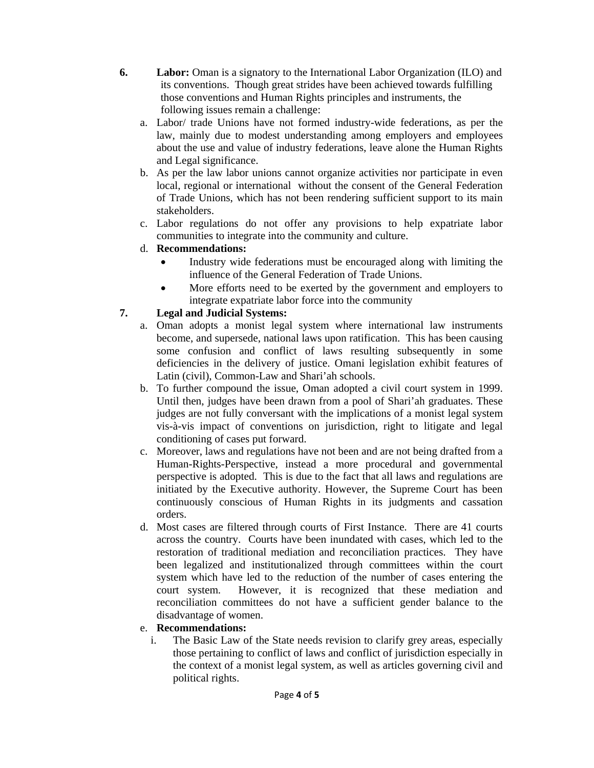6. **Labor:** Oman is a signatory to the International Labor Organization (ILO) and its conventions. Though great strides have been achieved towards fulfilling those conventions and Human Rights principles and instruments, the following issues remain a challenge:

   a. Labor/ trade Unions have not formed industry-wide federations, as per the law, mainly due to modest understanding among employers and employees about the use and value of industry federations, leave alone the Human Rights and Legal significance.

   b. As per the law labor unions cannot organize activities nor participate in even local, regional or international without the consent of the General Federation of Trade Unions, which has not been rendering sufficient support to its main stakeholders.

   c. Labor regulations do not offer any provisions to help expatriate labor communities to integrate into the community and culture.

   d. **Recommendations:**
      - Industry wide federations must be encouraged along with limiting the influence of the General Federation of Trade Unions.
      - More efforts need to be exerted by the government and employers to integrate expatriate labor force into the community

7. **Legal and Judicial Systems:**

   a. Oman adopts a monist legal system where international law instruments become, and supersede, national laws upon ratification. This has been causing some confusion and conflict of laws resulting subsequently in some deficiencies in the delivery of justice. Omani legislation exhibit features of Latin (civil), Common-Law and Shari'ah schools.

   b. To further compound the issue, Oman adopted a civil court system in 1999. Until then, judges have been drawn from a pool of Shari'ah graduates. These judges are not fully conversant with the implications of a monist legal system vis-à-vis impact of conventions on jurisdiction, right to litigate and legal conditioning of cases put forward.

   c. Moreover, laws and regulations have not been and are not being drafted from a Human-Rights-Perspective, instead a more procedural and governmental perspective is adopted. This is due to the fact that all laws and regulations are initiated by the Executive authority. However, the Supreme Court has been continuously conscious of Human Rights in its judgments and cassation orders.

   d. Most cases are filtered through courts of First Instance. There are 41 courts across the country. Courts have been inundated with cases, which led to the restoration of traditional mediation and reconciliation practices. They have been legalized and institutionalized through committees within the court system which have led to the reduction of the number of cases entering the court system. However, it is recognized that these mediation and reconciliation committees do not have a sufficient gender balance to the disadvantage of women.

   e. **Recommendations:**

      i. The Basic Law of the State needs revision to clarify grey areas, especially those pertaining to conflict of laws and conflict of jurisdiction especially in the context of a monist legal system, as well as articles governing civil and political rights.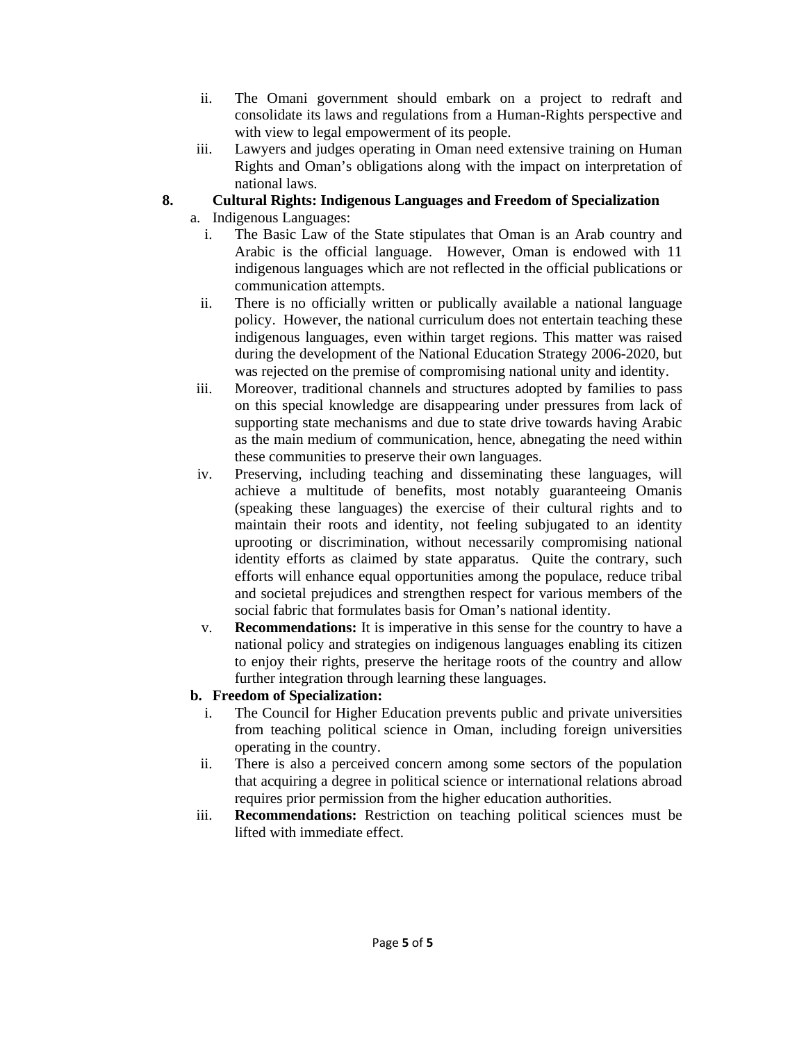ii. The Omani government should embark on a project to redraft and consolidate its laws and regulations from a Human-Rights perspective and with view to legal empowerment of its people.

iii. Lawyers and judges operating in Oman need extensive training on Human Rights and Oman's obligations along with the impact on interpretation of national laws.

## 8. Cultural Rights: Indigenous Languages and Freedom of Specialization

a. Indigenous Languages:

i. The Basic Law of the State stipulates that Oman is an Arab country and Arabic is the official language. However, Oman is endowed with 11 indigenous languages which are not reflected in the official publications or communication attempts.

ii. There is no officially written or publically available a national language policy. However, the national curriculum does not entertain teaching these indigenous languages, even within target regions. This matter was raised during the development of the National Education Strategy 2006-2020, but was rejected on the premise of compromising national unity and identity.

iii. Moreover, traditional channels and structures adopted by families to pass on this special knowledge are disappearing under pressures from lack of supporting state mechanisms and due to state drive towards having Arabic as the main medium of communication, hence, abnegating the need within these communities to preserve their own languages.

iv. Preserving, including teaching and disseminating these languages, will achieve a multitude of benefits, most notably guaranteeing Omanis (speaking these languages) the exercise of their cultural rights and to maintain their roots and identity, not feeling subjugated to an identity uprooting or discrimination, without necessarily compromising national identity efforts as claimed by state apparatus. Quite the contrary, such efforts will enhance equal opportunities among the populace, reduce tribal and societal prejudices and strengthen respect for various members of the social fabric that formulates basis for Oman's national identity.

v. **Recommendations:** It is imperative in this sense for the country to have a national policy and strategies on indigenous languages enabling its citizen to enjoy their rights, preserve the heritage roots of the country and allow further integration through learning these languages.

**b. Freedom of Specialization:**

i. The Council for Higher Education prevents public and private universities from teaching political science in Oman, including foreign universities operating in the country.

ii. There is also a perceived concern among some sectors of the population that acquiring a degree in political science or international relations abroad requires prior permission from the higher education authorities.

iii. **Recommendations:** Restriction on teaching political sciences must be lifted with immediate effect.